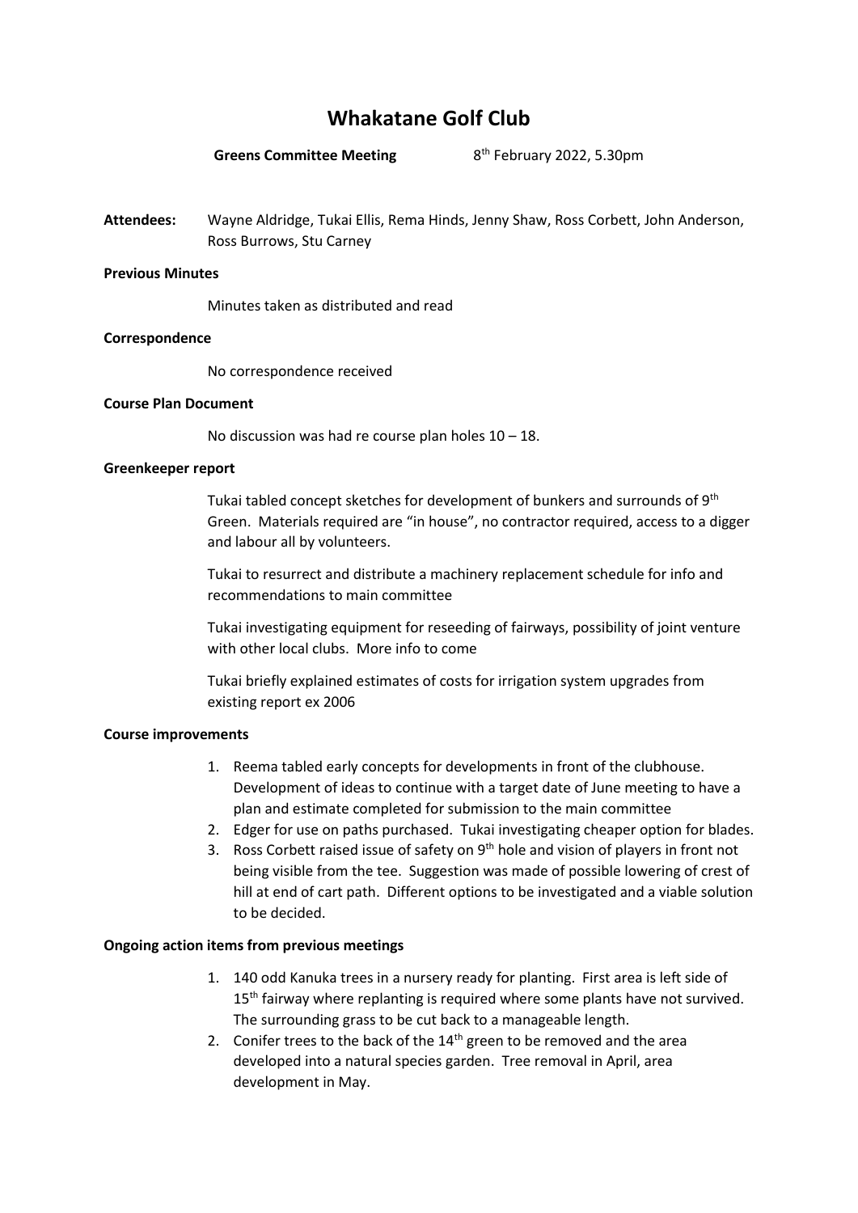# Whakatane Golf Club

**Greens Committee Meeting** 8th February 2022, 5.30pm

**Attendees:** Wayne Aldridge, Tukai Ellis, Rema Hinds, Jenny Shaw, Ross Corbett, John Anderson, Ross Burrows, Stu Carney

**Previous Minutes**

Minutes taken as distributed and read

**Correspondence**

No correspondence received

**Course Plan Document**

No discussion was had re course plan holes 10 – 18.

**Greenkeeper report**

Tukai tabled concept sketches for development of bunkers and surrounds of 9th Green. Materials required are "in house", no contractor required, access to a digger and labour all by volunteers.

Tukai to resurrect and distribute a machinery replacement schedule for info and recommendations to main committee

Tukai investigating equipment for reseeding of fairways, possibility of joint venture with other local clubs. More info to come

Tukai briefly explained estimates of costs for irrigation system upgrades from existing report ex 2006

**Course improvements**

1. Reema tabled early concepts for developments in front of the clubhouse. Development of ideas to continue with a target date of June meeting to have a plan and estimate completed for submission to the main committee
2. Edger for use on paths purchased. Tukai investigating cheaper option for blades.
3. Ross Corbett raised issue of safety on 9th hole and vision of players in front not being visible from the tee. Suggestion was made of possible lowering of crest of hill at end of cart path. Different options to be investigated and a viable solution to be decided.

**Ongoing action items from previous meetings**

1. 140 odd Kanuka trees in a nursery ready for planting. First area is left side of 15th fairway where replanting is required where some plants have not survived. The surrounding grass to be cut back to a manageable length.
2. Conifer trees to the back of the 14th green to be removed and the area developed into a natural species garden. Tree removal in April, area development in May.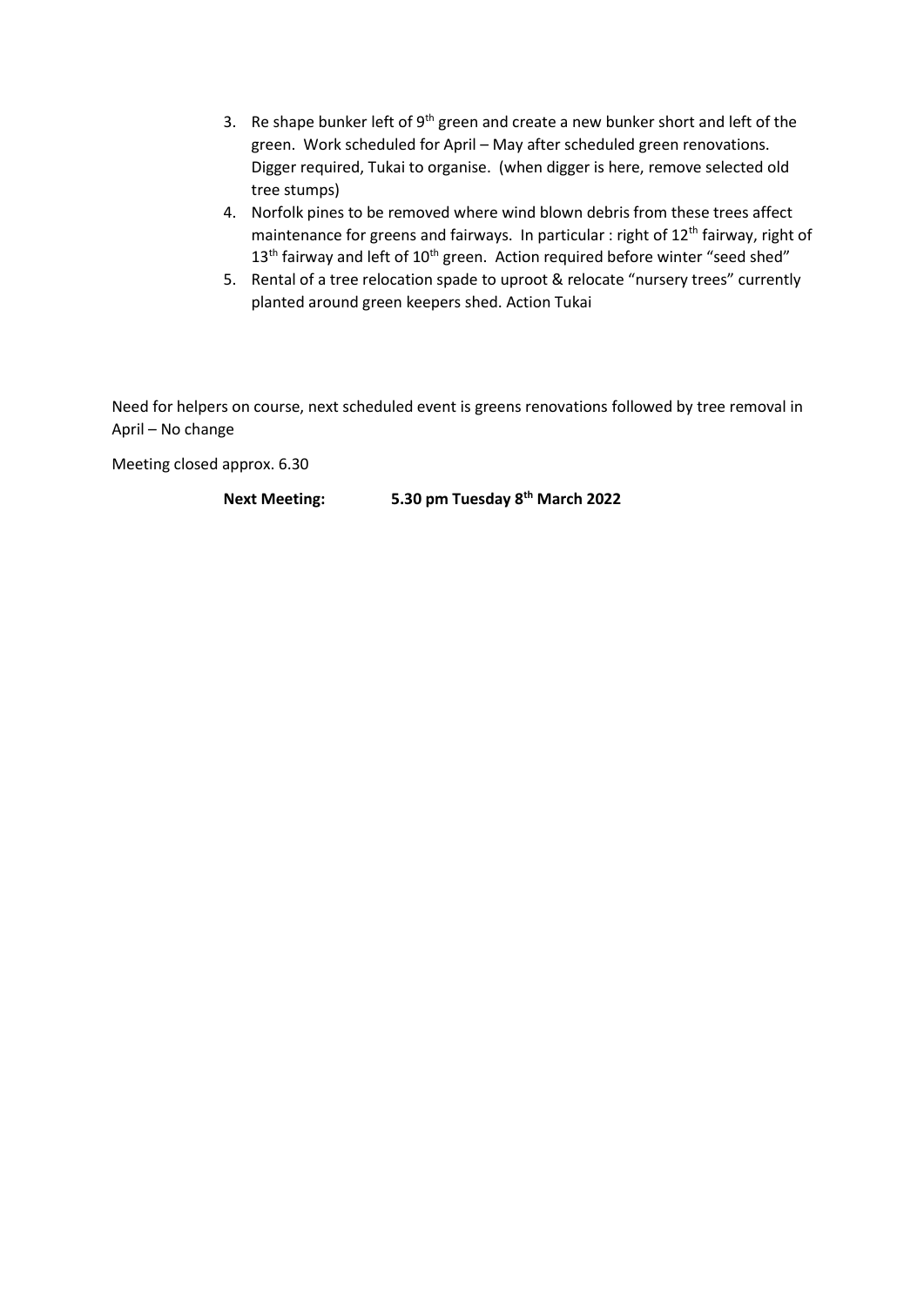3. Re shape bunker left of 9th green and create a new bunker short and left of the green. Work scheduled for April – May after scheduled green renovations. Digger required, Tukai to organise. (when digger is here, remove selected old tree stumps)
4. Norfolk pines to be removed where wind blown debris from these trees affect maintenance for greens and fairways. In particular : right of 12th fairway, right of 13th fairway and left of 10th green. Action required before winter "seed shed"
5. Rental of a tree relocation spade to uproot & relocate "nursery trees" currently planted around green keepers shed. Action Tukai

Need for helpers on course, next scheduled event is greens renovations followed by tree removal in April – No change

Meeting closed approx. 6.30

**Next Meeting: 5.30 pm Tuesday 8th March 2022**